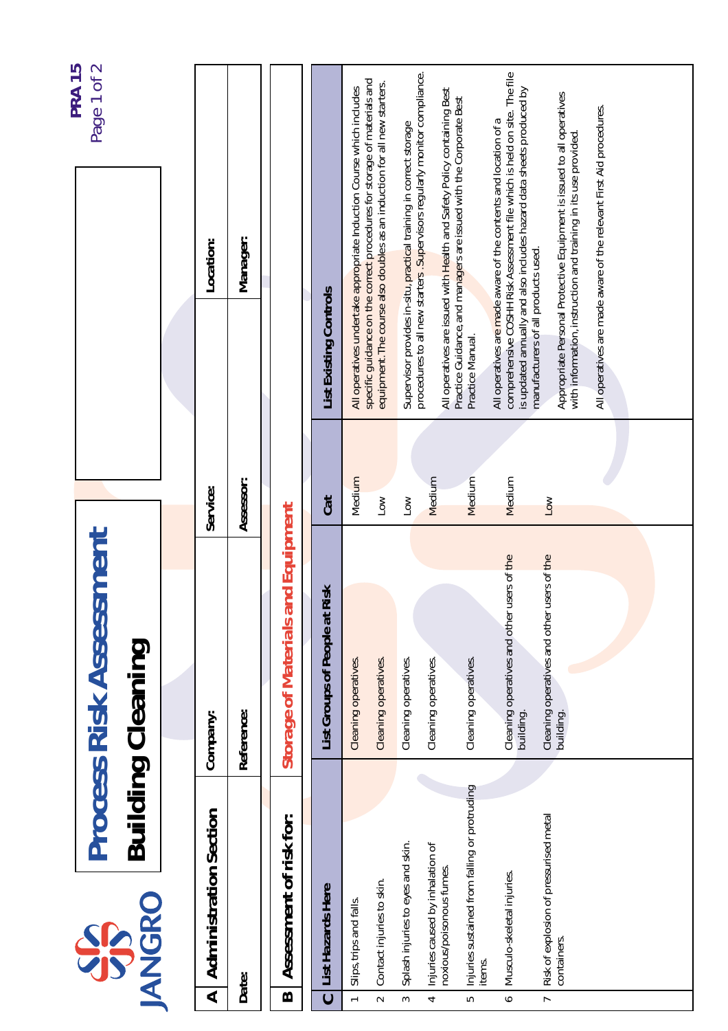JANGRO

# Process Risk Assessment

## Building Cleaning

PRA 15

| A | Administration Section | Company: | | Service: | | Location: | |
|---|---|---|---|---|---|---|---|
| | Date: | Reference: | | Assessor: | | Manager: | |

| B | Assessment of risk for: | Storage of Materials and Equipment |
|---|---|---|

| C | List Hazards Here | List Groups of People at Risk | Cat | List Existing Controls |
|---|---|---|---|---|
| 1 | Slips, trips and falls. | Cleaning operatives. | Medium | All operatives undertake appropriate Induction Course which includes specific guidance on the correct procedures for storage of materials and equipment. The course also doubles as an induction for all new starters. |
| 2 | Contact injuries to skin. | Cleaning operatives. | Low | Supervisor provides in-situ, practical training in correct storage procedures to all new starters. Supervisors regularly monitor compliance. |
| 3 | Splash injuries to eyes and skin. | Cleaning operatives. | Low | All operatives are issued with Health and Safety Policy containing Best Practice Guidance, and managers are issued with the Corporate Best Practice Manual. |
| 4 | Injuries caused by inhalation of noxious/poisonous fumes. | Cleaning operatives. | Medium | All operatives are made aware of the contents and location of a comprehensive COSHH Risk Assessment file which is held on site. The file is updated annually and also includes hazard data sheets produced by manufacturers of all products used. |
| 5 | Injuries sustained from falling or protruding items. | Cleaning operatives. | Medium | Appropriate Personal Protective Equipment is issued to all operatives with information, instruction and training in its use provided. |
| 6 | Musculo-skeletal injuries. | Cleaning operatives and other users of the building. | Medium | All operatives are made aware of the relevant First Aid procedures. |
| 7 | Risk of explosion of pressurised metal containers. | Cleaning operatives and other users of the building. | Low | |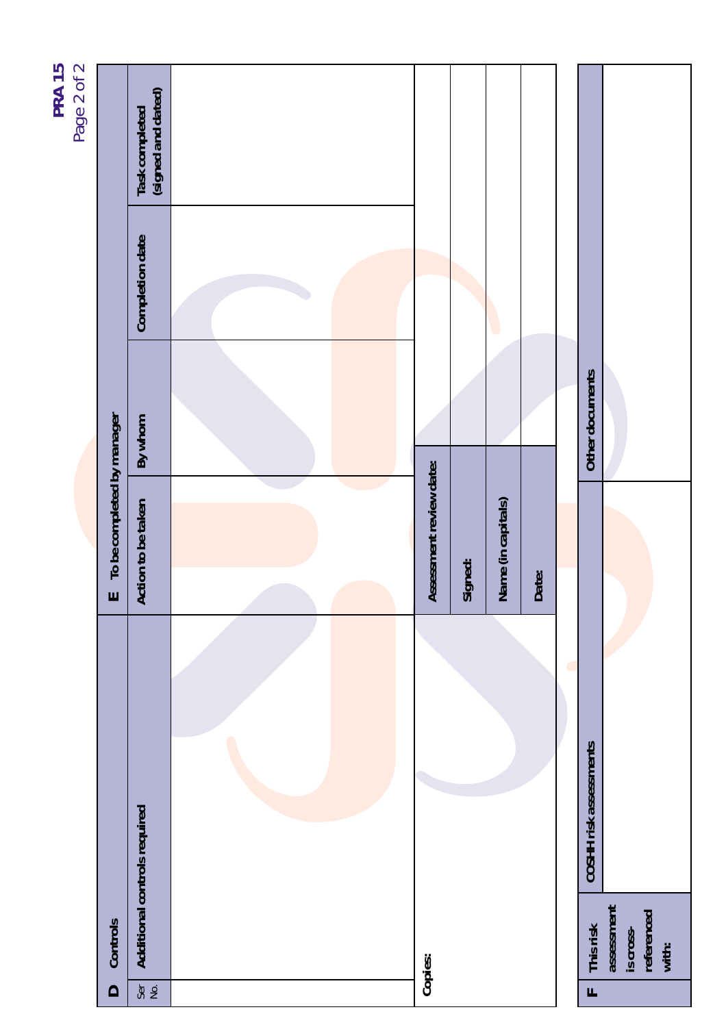| D Controls | | E To be completed by manager | | | |
|---|---|---|---|---|---|
| Ser No. | Additional controls required | Action to be taken | By whom | Completion date | Task completed (signed and dated) |
| | | | | | |

| Copies: | | |
|---|---|---|
| | Assessment review date: | |
| | Signed: | |
| | Name (in capitals) | |
| | Date: | |

| F This risk assessment is cross-referenced with: | COSHH risk assessments | Other documents |
|---|---|---|
| | | |